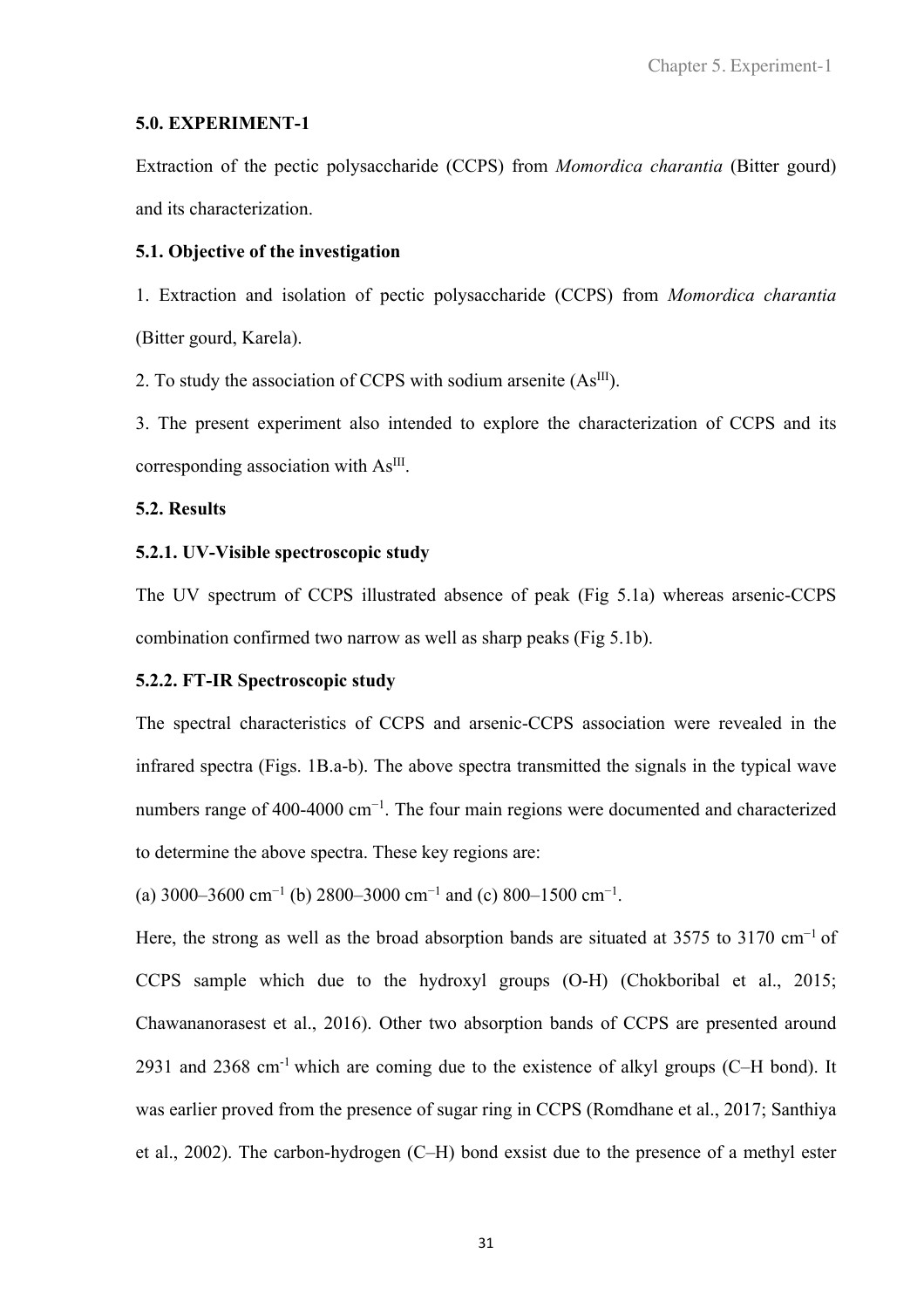### 5.0. EXPERIMENT-1

Extraction of the pectic polysaccharide (CCPS) from *Momordica charantia* (Bitter gourd) and its characterization.

### 5.1. Objective of the investigation

1. Extraction and isolation of pectic polysaccharide (CCPS) from *Momordica charantia* (Bitter gourd, Karela).

2. To study the association of CCPS with sodium arsenite ($As^{III}$).

3. The present experiment also intended to explore the characterization of CCPS and its corresponding association with $As^{III}$.

### 5.2. Results

#### 5.2.1. UV-Visible spectroscopic study

The UV spectrum of CCPS illustrated absence of peak (Fig 5.1a) whereas arsenic-CCPS combination confirmed two narrow as well as sharp peaks (Fig 5.1b).

#### 5.2.2. FT-IR Spectroscopic study

The spectral characteristics of CCPS and arsenic-CCPS association were revealed in the infrared spectra (Figs. 1B.a-b). The above spectra transmitted the signals in the typical wave numbers range of 400-4000 $cm^{-1}$. The four main regions were documented and characterized to determine the above spectra. These key regions are:

(a) 3000–3600 $cm^{-1}$ (b) 2800–3000 $cm^{-1}$ and (c) 800–1500 $cm^{-1}$.

Here, the strong as well as the broad absorption bands are situated at 3575 to 3170 $cm^{-1}$ of CCPS sample which due to the hydroxyl groups (O-H) (Chokboribal et al., 2015; Chawananorasest et al., 2016). Other two absorption bands of CCPS are presented around 2931 and 2368 $cm^{-1}$ which are coming due to the existence of alkyl groups (C–H bond). It was earlier proved from the presence of sugar ring in CCPS (Romdhane et al., 2017; Santhiya et al., 2002). The carbon-hydrogen (C–H) bond exsist due to the presence of a methyl ester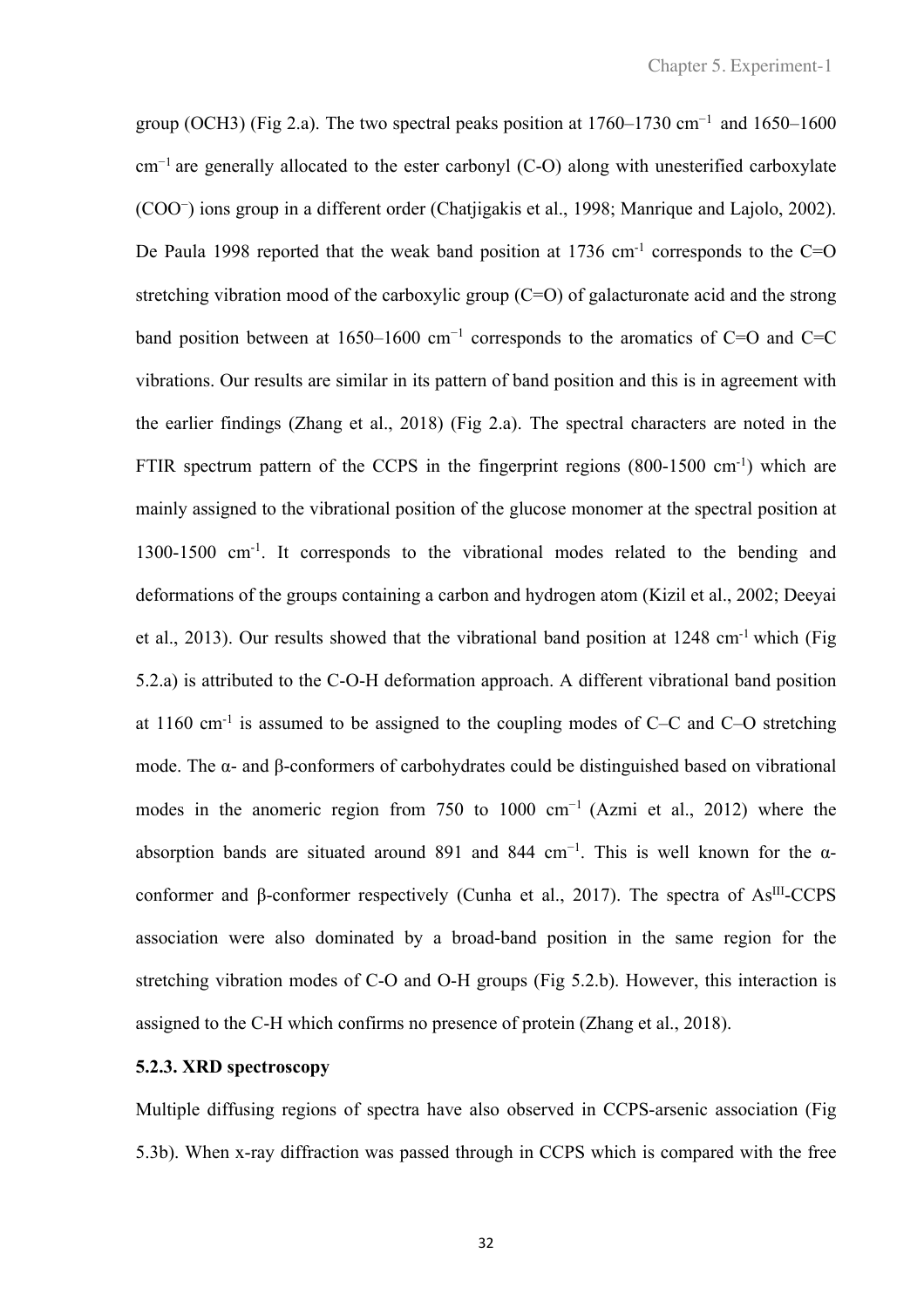group (OCH3) (Fig 2.a). The two spectral peaks position at 1760–1730 $cm^{-1}$ and 1650–1600 $cm^{-1}$ are generally allocated to the ester carbonyl (C-O) along with unesterified carboxylate ($COO^{-}$) ions group in a different order (Chatjigakis et al., 1998; Manrique and Lajolo, 2002). De Paula 1998 reported that the weak band position at 1736 $cm^{-1}$ corresponds to the C=O stretching vibration mood of the carboxylic group (C=O) of galacturonate acid and the strong band position between at 1650–1600 $cm^{-1}$ corresponds to the aromatics of C=O and C=C vibrations. Our results are similar in its pattern of band position and this is in agreement with the earlier findings (Zhang et al., 2018) (Fig 2.a). The spectral characters are noted in the FTIR spectrum pattern of the CCPS in the fingerprint regions (800-1500 $cm^{-1}$) which are mainly assigned to the vibrational position of the glucose monomer at the spectral position at 1300-1500 $cm^{-1}$. It corresponds to the vibrational modes related to the bending and deformations of the groups containing a carbon and hydrogen atom (Kizil et al., 2002; Deeyai et al., 2013). Our results showed that the vibrational band position at 1248 $cm^{-1}$ which (Fig 5.2.a) is attributed to the C-O-H deformation approach. A different vibrational band position at 1160 $cm^{-1}$ is assumed to be assigned to the coupling modes of C–C and C–O stretching mode. The α- and β-conformers of carbohydrates could be distinguished based on vibrational modes in the anomeric region from 750 to 1000 $cm^{-1}$ (Azmi et al., 2012) where the absorption bands are situated around 891 and 844 $cm^{-1}$. This is well known for the α-conformer and β-conformer respectively (Cunha et al., 2017). The spectra of $As^{III}$-CCPS association were also dominated by a broad-band position in the same region for the stretching vibration modes of C-O and O-H groups (Fig 5.2.b). However, this interaction is assigned to the C-H which confirms no presence of protein (Zhang et al., 2018).

### 5.2.3. XRD spectroscopy

Multiple diffusing regions of spectra have also observed in CCPS-arsenic association (Fig 5.3b). When x-ray diffraction was passed through in CCPS which is compared with the free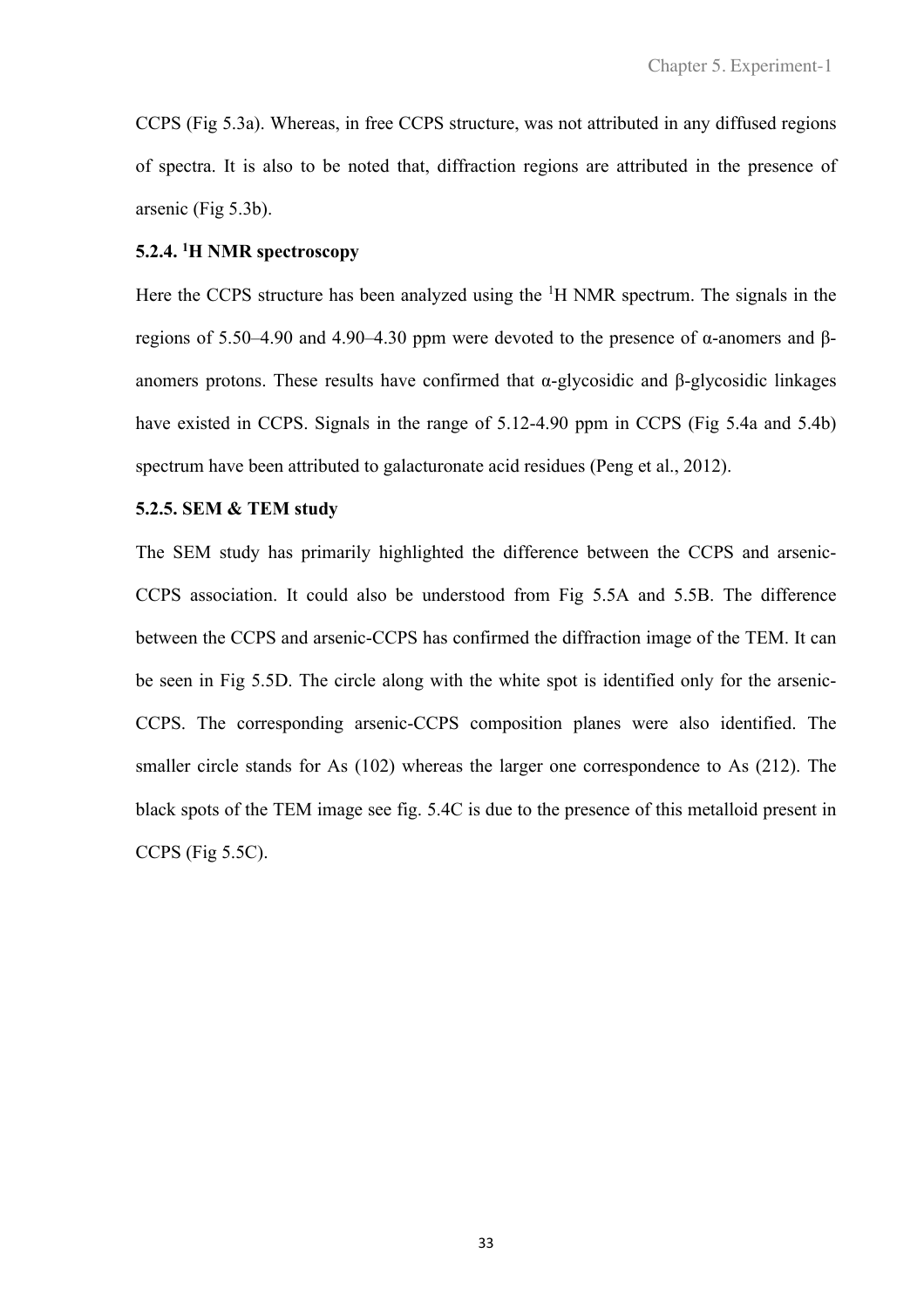CCPS (Fig 5.3a). Whereas, in free CCPS structure, was not attributed in any diffused regions of spectra. It is also to be noted that, diffraction regions are attributed in the presence of arsenic (Fig 5.3b).

### 5.2.4. $^{1}$H NMR spectroscopy

Here the CCPS structure has been analyzed using the $^{1}$H NMR spectrum. The signals in the regions of 5.50–4.90 and 4.90–4.30 ppm were devoted to the presence of α-anomers and β-anomers protons. These results have confirmed that α-glycosidic and β-glycosidic linkages have existed in CCPS. Signals in the range of 5.12-4.90 ppm in CCPS (Fig 5.4a and 5.4b) spectrum have been attributed to galacturonate acid residues (Peng et al., 2012).

### 5.2.5. SEM & TEM study

The SEM study has primarily highlighted the difference between the CCPS and arsenic-CCPS association. It could also be understood from Fig 5.5A and 5.5B. The difference between the CCPS and arsenic-CCPS has confirmed the diffraction image of the TEM. It can be seen in Fig 5.5D. The circle along with the white spot is identified only for the arsenic-CCPS. The corresponding arsenic-CCPS composition planes were also identified. The smaller circle stands for As (102) whereas the larger one correspondence to As (212). The black spots of the TEM image see fig. 5.4C is due to the presence of this metalloid present in CCPS (Fig 5.5C).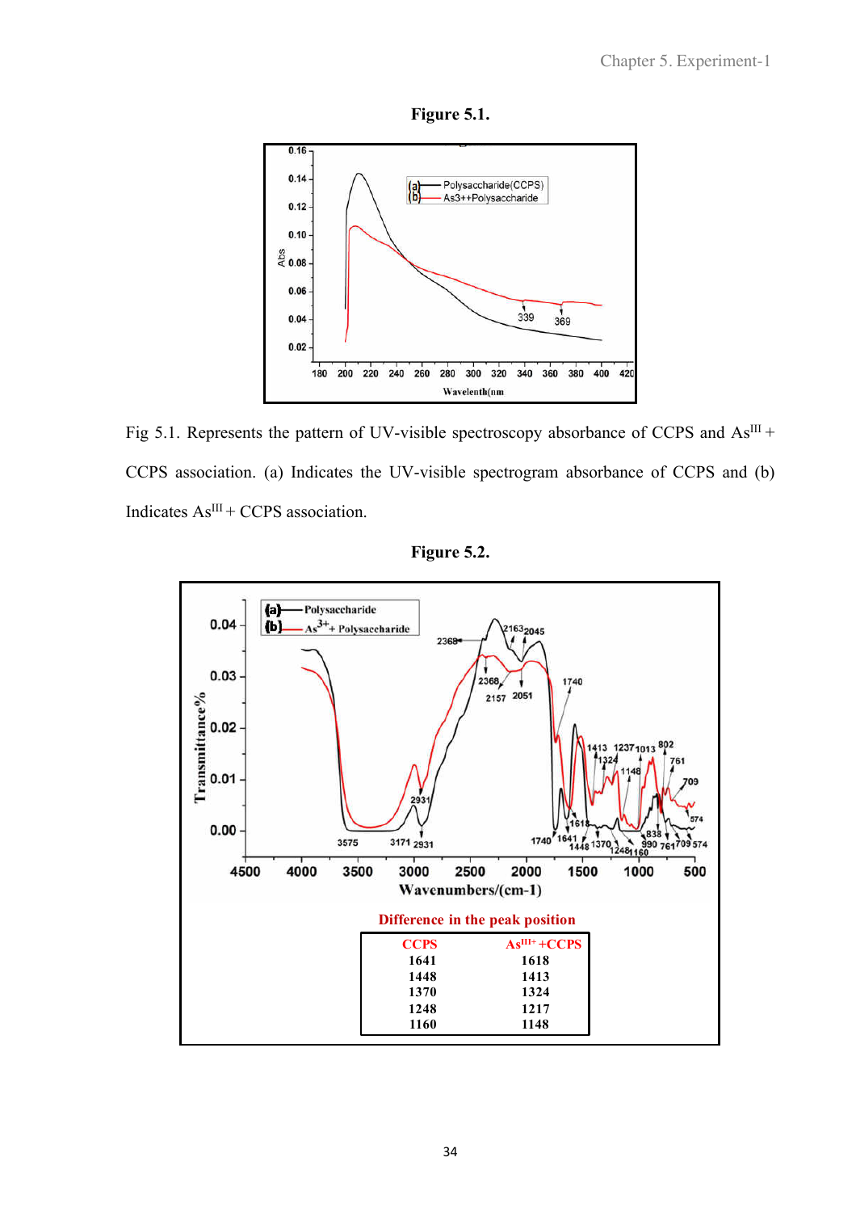**Figure 5.1.**

Fig 5.1. Represents the pattern of UV-visible spectroscopy absorbance of CCPS and $As^{III}$ + CCPS association. (a) Indicates the UV-visible spectrogram absorbance of CCPS and (b) Indicates $As^{III}$ + CCPS association.

**Figure 5.2.**

**Difference in the peak position**

| CCPS | $As^{III+}$ +CCPS |
|---|---|
| 1641 | 1618 |
| 1448 | 1413 |
| 1370 | 1324 |
| 1248 | 1217 |
| 1160 | 1148 |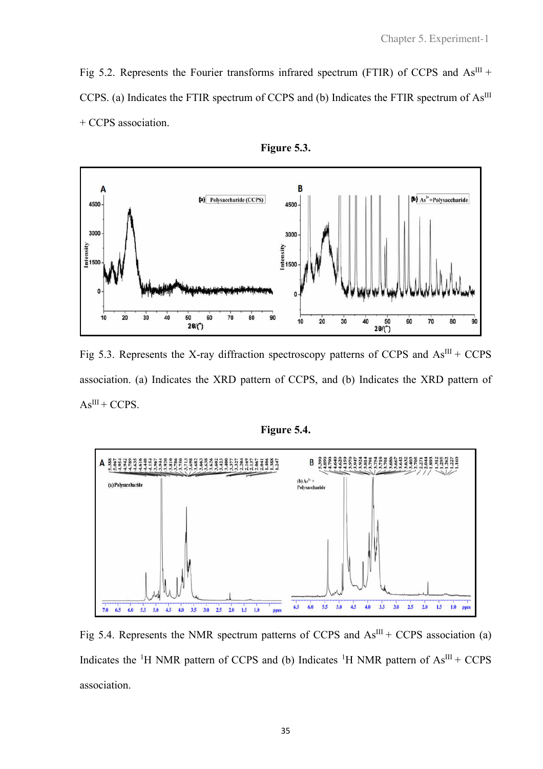Fig 5.2. Represents the Fourier transforms infrared spectrum (FTIR) of CCPS and $As^{III}$ + CCPS. (a) Indicates the FTIR spectrum of CCPS and (b) Indicates the FTIR spectrum of $As^{III}$ + CCPS association.

**Figure 5.3.**

Fig 5.3. Represents the X-ray diffraction spectroscopy patterns of CCPS and $As^{III}$ + CCPS association. (a) Indicates the XRD pattern of CCPS, and (b) Indicates the XRD pattern of $As^{III}$ + CCPS.

**Figure 5.4.**

Fig 5.4. Represents the NMR spectrum patterns of CCPS and $As^{III}$ + CCPS association (a) Indicates the $^{1}H$ NMR pattern of CCPS and (b) Indicates $^{1}H$ NMR pattern of $As^{III}$ + CCPS association.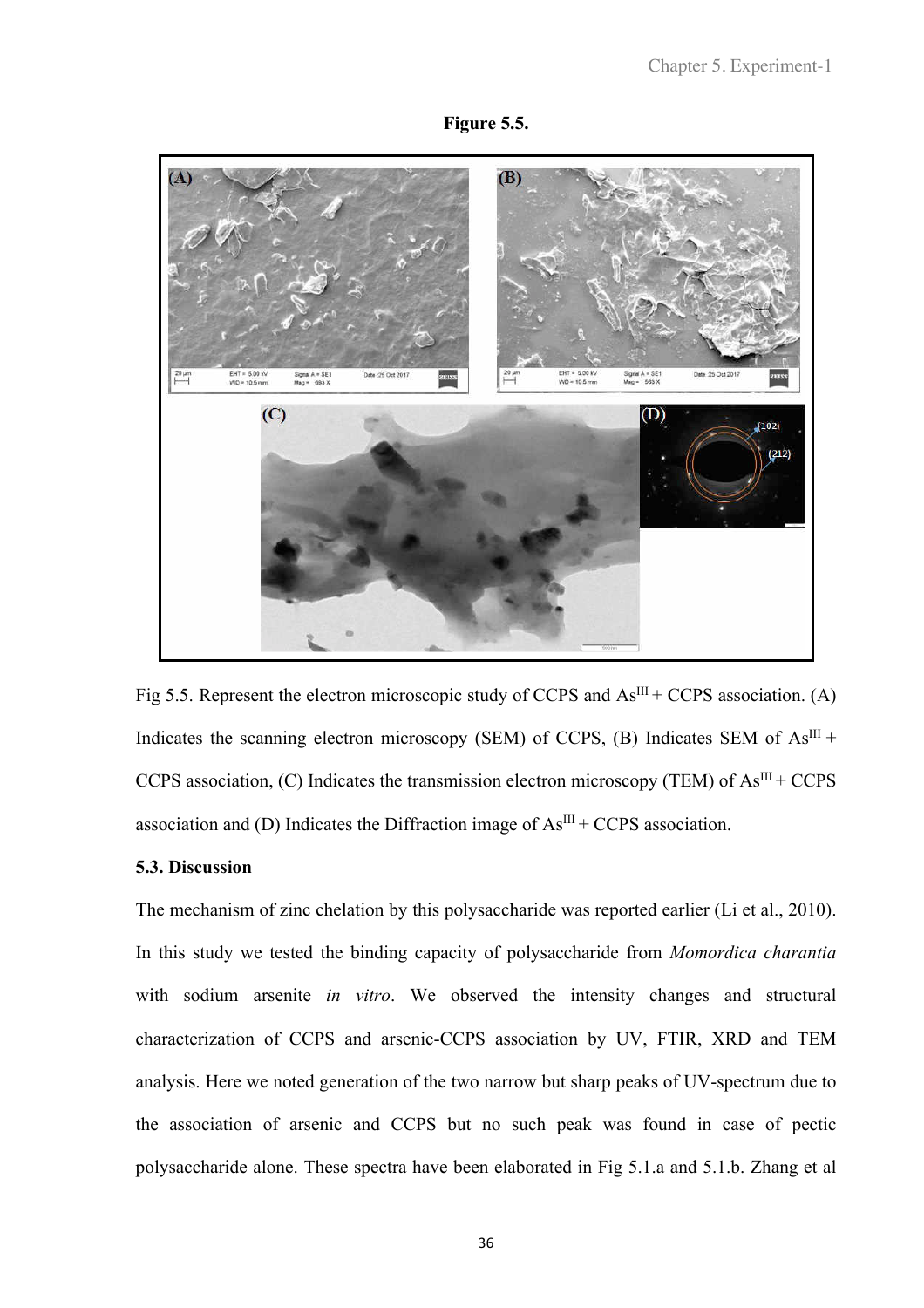**Figure 5.5.**

Fig 5.5. Represent the electron microscopic study of CCPS and $As^{III}$ + CCPS association. (A) Indicates the scanning electron microscopy (SEM) of CCPS, (B) Indicates SEM of $As^{III}$ + CCPS association, (C) Indicates the transmission electron microscopy (TEM) of $As^{III}$ + CCPS association and (D) Indicates the Diffraction image of $As^{III}$ + CCPS association.

### 5.3. Discussion

The mechanism of zinc chelation by this polysaccharide was reported earlier (Li et al., 2010). In this study we tested the binding capacity of polysaccharide from *Momordica charantia* with sodium arsenite *in vitro*. We observed the intensity changes and structural characterization of CCPS and arsenic-CCPS association by UV, FTIR, XRD and TEM analysis. Here we noted generation of the two narrow but sharp peaks of UV-spectrum due to the association of arsenic and CCPS but no such peak was found in case of pectic polysaccharide alone. These spectra have been elaborated in Fig 5.1.a and 5.1.b. Zhang et al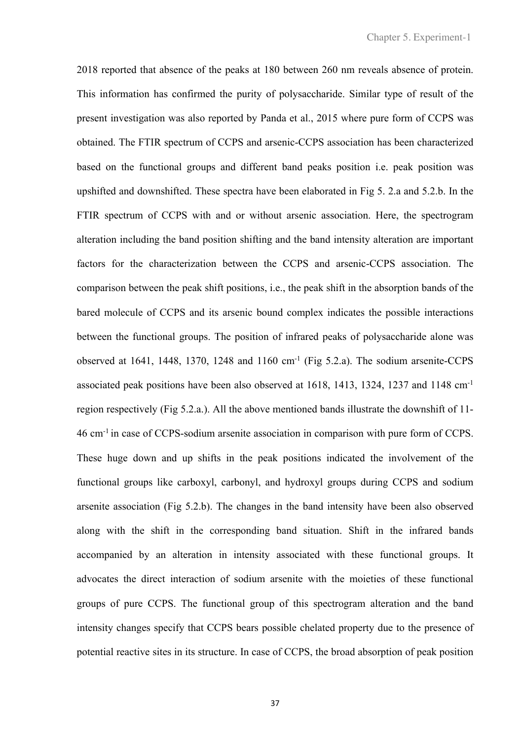2018 reported that absence of the peaks at 180 between 260 nm reveals absence of protein. This information has confirmed the purity of polysaccharide. Similar type of result of the present investigation was also reported by Panda et al., 2015 where pure form of CCPS was obtained. The FTIR spectrum of CCPS and arsenic-CCPS association has been characterized based on the functional groups and different band peaks position i.e. peak position was upshifted and downshifted. These spectra have been elaborated in Fig 5. 2.a and 5.2.b. In the FTIR spectrum of CCPS with and or without arsenic association. Here, the spectrogram alteration including the band position shifting and the band intensity alteration are important factors for the characterization between the CCPS and arsenic-CCPS association. The comparison between the peak shift positions, i.e., the peak shift in the absorption bands of the bared molecule of CCPS and its arsenic bound complex indicates the possible interactions between the functional groups. The position of infrared peaks of polysaccharide alone was observed at 1641, 1448, 1370, 1248 and 1160 $cm^{-1}$ (Fig 5.2.a). The sodium arsenite-CCPS associated peak positions have been also observed at 1618, 1413, 1324, 1237 and 1148 $cm^{-1}$ region respectively (Fig 5.2.a.). All the above mentioned bands illustrate the downshift of 11-46 $cm^{-1}$ in case of CCPS-sodium arsenite association in comparison with pure form of CCPS. These huge down and up shifts in the peak positions indicated the involvement of the functional groups like carboxyl, carbonyl, and hydroxyl groups during CCPS and sodium arsenite association (Fig 5.2.b). The changes in the band intensity have been also observed along with the shift in the corresponding band situation. Shift in the infrared bands accompanied by an alteration in intensity associated with these functional groups. It advocates the direct interaction of sodium arsenite with the moieties of these functional groups of pure CCPS. The functional group of this spectrogram alteration and the band intensity changes specify that CCPS bears possible chelated property due to the presence of potential reactive sites in its structure. In case of CCPS, the broad absorption of peak position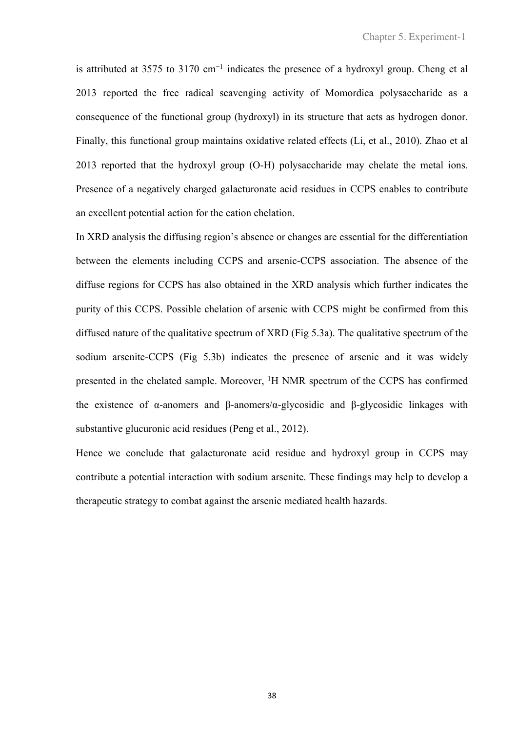is attributed at 3575 to 3170 $cm^{-1}$ indicates the presence of a hydroxyl group. Cheng et al 2013 reported the free radical scavenging activity of Momordica polysaccharide as a consequence of the functional group (hydroxyl) in its structure that acts as hydrogen donor. Finally, this functional group maintains oxidative related effects (Li, et al., 2010). Zhao et al 2013 reported that the hydroxyl group (O-H) polysaccharide may chelate the metal ions. Presence of a negatively charged galacturonate acid residues in CCPS enables to contribute an excellent potential action for the cation chelation.

In XRD analysis the diffusing region's absence or changes are essential for the differentiation between the elements including CCPS and arsenic-CCPS association. The absence of the diffuse regions for CCPS has also obtained in the XRD analysis which further indicates the purity of this CCPS. Possible chelation of arsenic with CCPS might be confirmed from this diffused nature of the qualitative spectrum of XRD (Fig 5.3a). The qualitative spectrum of the sodium arsenite-CCPS (Fig 5.3b) indicates the presence of arsenic and it was widely presented in the chelated sample. Moreover, $^{1}H$ NMR spectrum of the CCPS has confirmed the existence of α-anomers and β-anomers/α-glycosidic and β-glycosidic linkages with substantive glucuronic acid residues (Peng et al., 2012).

Hence we conclude that galacturonate acid residue and hydroxyl group in CCPS may contribute a potential interaction with sodium arsenite. These findings may help to develop a therapeutic strategy to combat against the arsenic mediated health hazards.